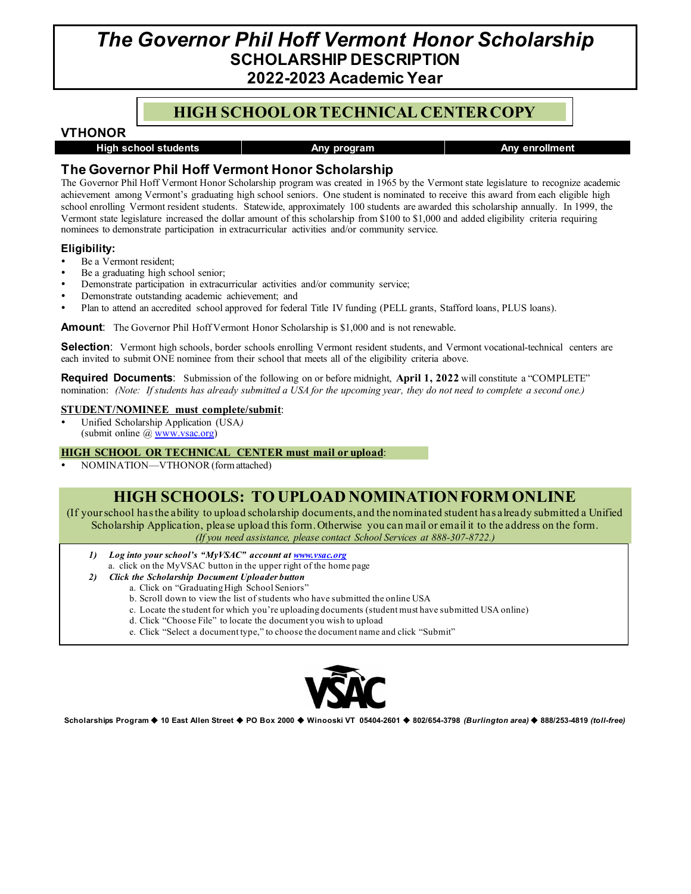# *The Governor Phil Hoff Vermont Honor Scholarship*

## SCHOLARSHIP DESCRIPTION

## 2022-2023 Academic Year

### HIGH SCHOOL OR TECHNICAL CENTER COPY

**VTHONOR**

| High school students | Any program | Any enrollment |
|---|---|---|

## The Governor Phil Hoff Vermont Honor Scholarship

The Governor Phil Hoff Vermont Honor Scholarship program was created in 1965 by the Vermont state legislature to recognize academic achievement among Vermont's graduating high school seniors. One student is nominated to receive this award from each eligible high school enrolling Vermont resident students. Statewide, approximately 100 students are awarded this scholarship annually. In 1999, the Vermont state legislature increased the dollar amount of this scholarship from $100 to $1,000 and added eligibility criteria requiring nominees to demonstrate participation in extracurricular activities and/or community service.

### Eligibility:

- Be a Vermont resident;
- Be a graduating high school senior;
- Demonstrate participation in extracurricular activities and/or community service;
- Demonstrate outstanding academic achievement; and
- Plan to attend an accredited school approved for federal Title IV funding (PELL grants, Stafford loans, PLUS loans).

**Amount**: The Governor Phil Hoff Vermont Honor Scholarship is $1,000 and is not renewable.

**Selection**: Vermont high schools, border schools enrolling Vermont resident students, and Vermont vocational-technical centers are each invited to submit ONE nominee from their school that meets all of the eligibility criteria above.

**Required Documents**: Submission of the following on or before midnight, **April 1, 2022** will constitute a "COMPLETE" nomination: *(Note: If students has already submitted a USA for the upcoming year, they do not need to complete a second one.)*

**STUDENT/NOMINEE must complete/submit**:

- Unified Scholarship Application (USA*)*
  (submit online @ www.vsac.org)

**HIGH SCHOOL OR TECHNICAL CENTER must mail or upload**:

- NOMINATION—VTHONOR (form attached)

## HIGH SCHOOLS: TO UPLOAD NOMINATION FORM ONLINE

(If your school has the ability to upload scholarship documents, and the nominated student has already submitted a Unified Scholarship Application, please upload this form. Otherwise you can mail or email it to the address on the form.
*(If you need assistance, please contact School Services at 888-307-8722.)*

1) ***Log into your school's "MyVSAC" account at www.vsac.org***
   a. click on the MyVSAC button in the upper right of the home page
2) ***Click the Scholarship Document Uploader button***
   a. Click on "Graduating High School Seniors"
   b. Scroll down to view the list of students who have submitted the online USA
   c. Locate the student for which you're uploading documents (student must have submitted USA online)
   d. Click "Choose File" to locate the document you wish to upload
   e. Click "Select a document type," to choose the document name and click "Submit"

VSAC

**Scholarships Program ◆ 10 East Allen Street ◆ PO Box 2000 ◆ Winooski VT 05404-2601 ◆ 802/654-3798 *(Burlington area)* ◆ 888/253-4819 *(toll-free)***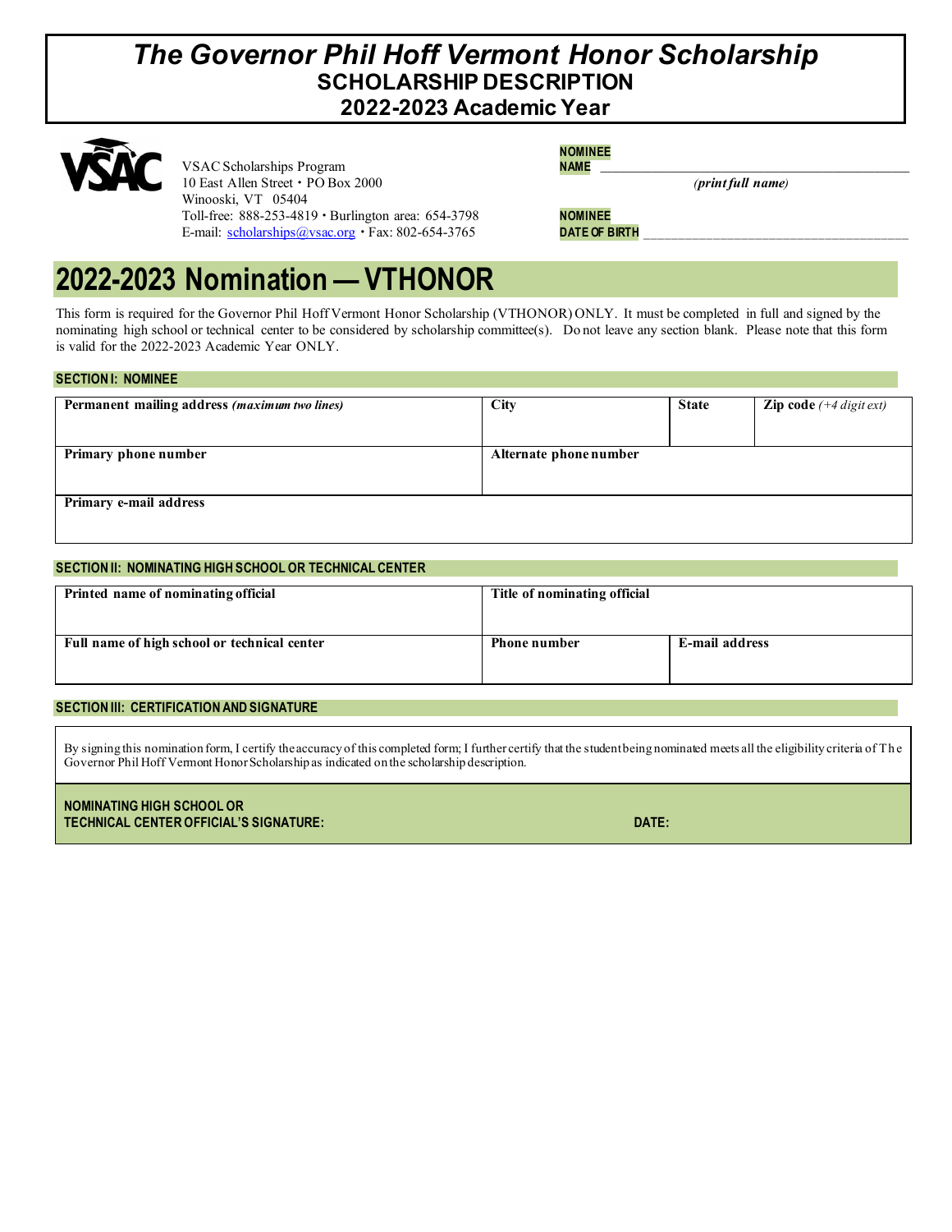# *The Governor Phil Hoff Vermont Honor Scholarship*
## SCHOLARSHIP DESCRIPTION
## 2022-2023 Academic Year

VSAC Scholarships Program
10 East Allen Street • PO Box 2000
Winooski, VT 05404
Toll-free: 888-253-4819 • Burlington area: 654-3798
E-mail: scholarships@vsac.org • Fax: 802-654-3765

**NOMINEE NAME** ______________________________________
*(print full name)*

**NOMINEE DATE OF BIRTH** ______________________________________

# 2022-2023 Nomination — VTHONOR

This form is required for the Governor Phil Hoff Vermont Honor Scholarship (VTHONOR) ONLY. It must be completed in full and signed by the nominating high school or technical center to be considered by scholarship committee(s). Do not leave any section blank. Please note that this form is valid for the 2022-2023 Academic Year ONLY.

### SECTION I: NOMINEE

| **Permanent mailing address** ***(maximum two lines)*** | **City** | **State** | **Zip code** *(+4 digit ext)* |
|---|---|---|---|
| | | | |
| **Primary phone number** | **Alternate phone number** | | |
| | | | |
| **Primary e-mail address** | | | |
| | | | |

### SECTION II: NOMINATING HIGH SCHOOL OR TECHNICAL CENTER

| **Printed name of nominating official** | **Title of nominating official** | |
|---|---|---|
| | | |
| **Full name of high school or technical center** | **Phone number** | **E-mail address** |
| | | |

### SECTION III: CERTIFICATION AND SIGNATURE

By signing this nomination form, I certify the accuracy of this completed form; I further certify that the student being nominated meets all the eligibility criteria of The Governor Phil Hoff Vermont Honor Scholarship as indicated on the scholarship description.

**NOMINATING HIGH SCHOOL OR TECHNICAL CENTER OFFICIAL'S SIGNATURE:** **DATE:**